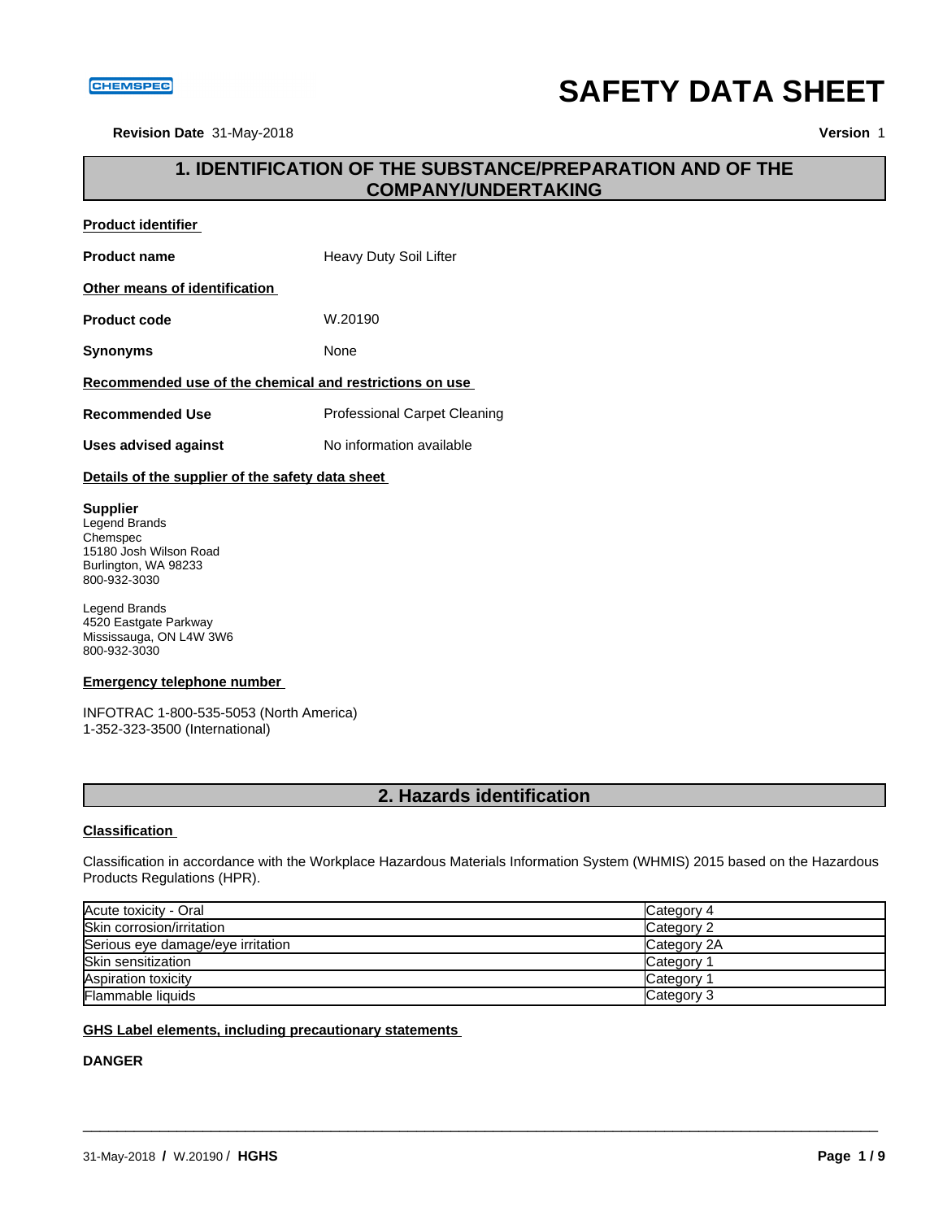CHEMSPEC

# SAFETY DATA SHEET

**Revision Date** 31-May-2018 **Version** 1

## 1. IDENTIFICATION OF THE SUBSTANCE/PREPARATION AND OF THE COMPANY/UNDERTAKING

**Product identifier**

**Product name** Heavy Duty Soil Lifter

**Other means of identification**

**Product code** W.20190

**Synonyms** None

**Recommended use of the chemical and restrictions on use**

**Recommended Use** Professional Carpet Cleaning

**Uses advised against** No information available

**Details of the supplier of the safety data sheet**

**Supplier**
Legend Brands
Chemspec
15180 Josh Wilson Road
Burlington, WA 98233
800-932-3030

Legend Brands
4520 Eastgate Parkway
Mississauga, ON L4W 3W6
800-932-3030

**Emergency telephone number**

INFOTRAC 1-800-535-5053 (North America)
1-352-323-3500 (International)

## 2. Hazards identification

**Classification**

Classification in accordance with the Workplace Hazardous Materials Information System (WHMIS) 2015 based on the Hazardous Products Regulations (HPR).

| | |
|---|---|
| Acute toxicity - Oral | Category 4 |
| Skin corrosion/irritation | Category 2 |
| Serious eye damage/eye irritation | Category 2A |
| Skin sensitization | Category 1 |
| Aspiration toxicity | Category 1 |
| Flammable liquids | Category 3 |

**GHS Label elements, including precautionary statements**

**DANGER**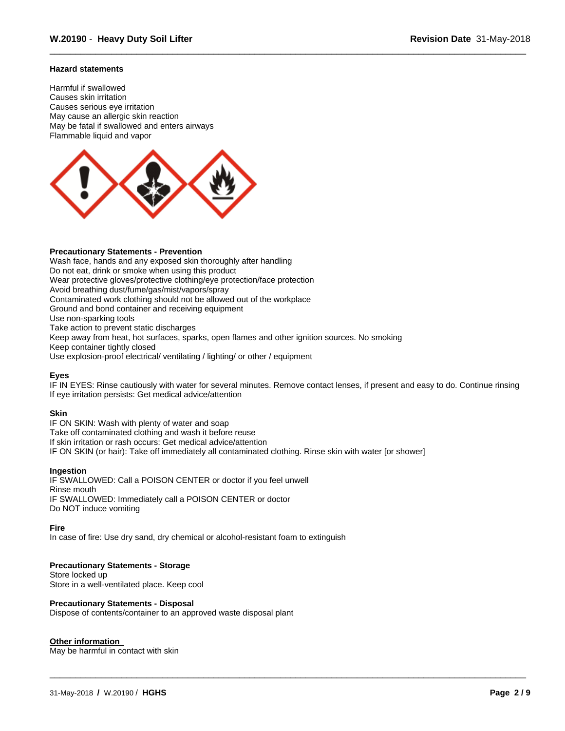**Hazard statements**

Harmful if swallowed
Causes skin irritation
Causes serious eye irritation
May cause an allergic skin reaction
May be fatal if swallowed and enters airways
Flammable liquid and vapor

**Precautionary Statements - Prevention**
Wash face, hands and any exposed skin thoroughly after handling
Do not eat, drink or smoke when using this product
Wear protective gloves/protective clothing/eye protection/face protection
Avoid breathing dust/fume/gas/mist/vapors/spray
Contaminated work clothing should not be allowed out of the workplace
Ground and bond container and receiving equipment
Use non-sparking tools
Take action to prevent static discharges
Keep away from heat, hot surfaces, sparks, open flames and other ignition sources. No smoking
Keep container tightly closed
Use explosion-proof electrical/ ventilating / lighting/ or other / equipment

**Eyes**
IF IN EYES: Rinse cautiously with water for several minutes. Remove contact lenses, if present and easy to do. Continue rinsing
If eye irritation persists: Get medical advice/attention

**Skin**
IF ON SKIN: Wash with plenty of water and soap
Take off contaminated clothing and wash it before reuse
If skin irritation or rash occurs: Get medical advice/attention
IF ON SKIN (or hair): Take off immediately all contaminated clothing. Rinse skin with water [or shower]

**Ingestion**
IF SWALLOWED: Call a POISON CENTER or doctor if you feel unwell
Rinse mouth
IF SWALLOWED: Immediately call a POISON CENTER or doctor
Do NOT induce vomiting

**Fire**
In case of fire: Use dry sand, dry chemical or alcohol-resistant foam to extinguish

**Precautionary Statements - Storage**
Store locked up
Store in a well-ventilated place. Keep cool

**Precautionary Statements - Disposal**
Dispose of contents/container to an approved waste disposal plant

**Other information**
May be harmful in contact with skin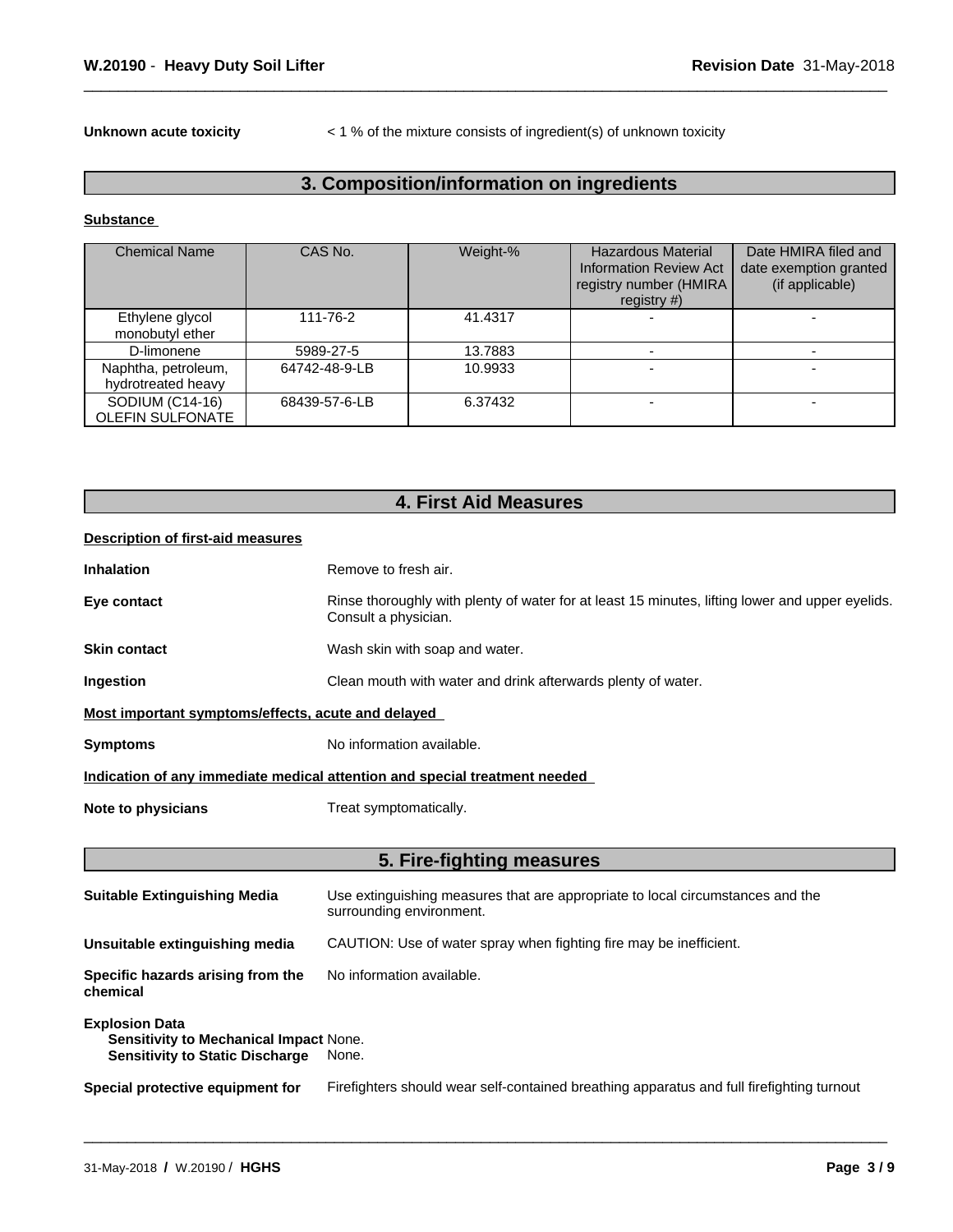**Unknown acute toxicity** < 1 % of the mixture consists of ingredient(s) of unknown toxicity

## 3. Composition/information on ingredients

**Substance**

| Chemical Name | CAS No. | Weight-% | Hazardous Material Information Review Act registry number (HMIRA registry #) | Date HMIRA filed and date exemption granted (if applicable) |
|---|---|---|---|---|
| Ethylene glycol monobutyl ether | 111-76-2 | 41.4317 | - | - |
| D-limonene | 5989-27-5 | 13.7883 | - | - |
| Naphtha, petroleum, hydrotreated heavy | 64742-48-9-LB | 10.9933 | - | - |
| SODIUM (C14-16) OLEFIN SULFONATE | 68439-57-6-LB | 6.37432 | - | - |

## 4. First Aid Measures

**Description of first-aid measures**

**Inhalation** Remove to fresh air.

**Eye contact** Rinse thoroughly with plenty of water for at least 15 minutes, lifting lower and upper eyelids. Consult a physician.

**Skin contact** Wash skin with soap and water.

**Ingestion** Clean mouth with water and drink afterwards plenty of water.

**Most important symptoms/effects, acute and delayed**

**Symptoms** No information available.

**Indication of any immediate medical attention and special treatment needed**

**Note to physicians** Treat symptomatically.

## 5. Fire-fighting measures

**Suitable Extinguishing Media** Use extinguishing measures that are appropriate to local circumstances and the surrounding environment.

**Unsuitable extinguishing media** CAUTION: Use of water spray when fighting fire may be inefficient.

**Specific hazards arising from the chemical** No information available.

**Explosion Data**
**Sensitivity to Mechanical Impact** None.
**Sensitivity to Static Discharge** None.

**Special protective equipment for** Firefighters should wear self-contained breathing apparatus and full firefighting turnout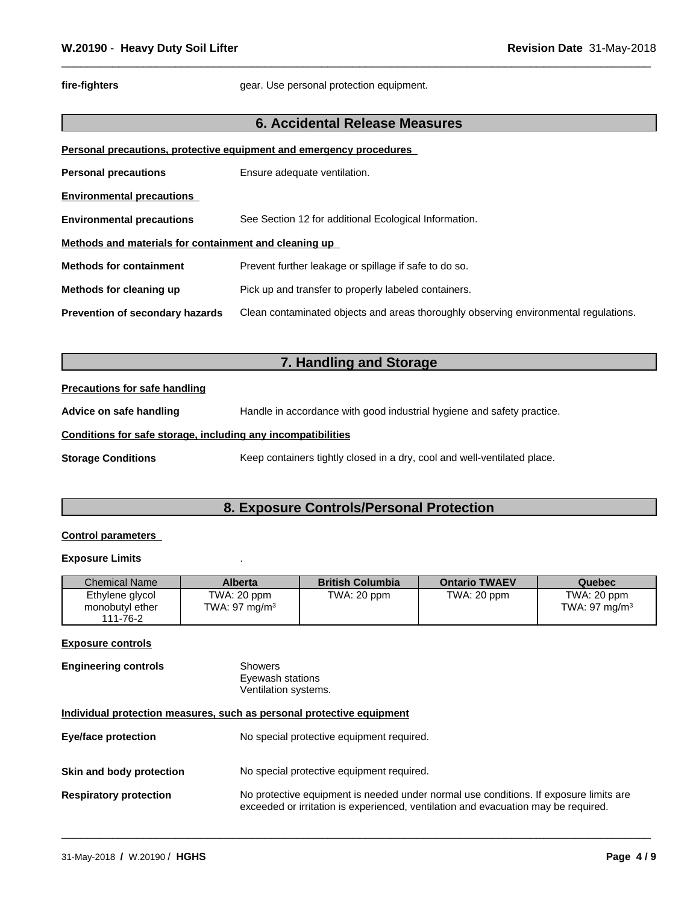**fire-fighters** gear. Use personal protection equipment.

## 6. Accidental Release Measures

**Personal precautions, protective equipment and emergency procedures**

**Personal precautions** Ensure adequate ventilation.

**Environmental precautions**

**Environmental precautions** See Section 12 for additional Ecological Information.

**Methods and materials for containment and cleaning up**

**Methods for containment** Prevent further leakage or spillage if safe to do so.

**Methods for cleaning up** Pick up and transfer to properly labeled containers.

**Prevention of secondary hazards** Clean contaminated objects and areas thoroughly observing environmental regulations.

## 7. Handling and Storage

**Precautions for safe handling**

**Advice on safe handling** Handle in accordance with good industrial hygiene and safety practice.

**Conditions for safe storage, including any incompatibilities**

**Storage Conditions** Keep containers tightly closed in a dry, cool and well-ventilated place.

## 8. Exposure Controls/Personal Protection

**Control parameters**

**Exposure Limits** .

| Chemical Name | Alberta | British Columbia | Ontario TWAEV | Quebec |
|---|---|---|---|---|
| Ethylene glycol monobutyl ether 111-76-2 | TWA: 20 ppm TWA: 97 mg/m$^3$ | TWA: 20 ppm | TWA: 20 ppm | TWA: 20 ppm TWA: 97 mg/m$^3$ |

**Exposure controls**

**Engineering controls** Showers
Eyewash stations
Ventilation systems.

**Individual protection measures, such as personal protective equipment**

**Eye/face protection** No special protective equipment required.

**Skin and body protection** No special protective equipment required.

**Respiratory protection** No protective equipment is needed under normal use conditions. If exposure limits are exceeded or irritation is experienced, ventilation and evacuation may be required.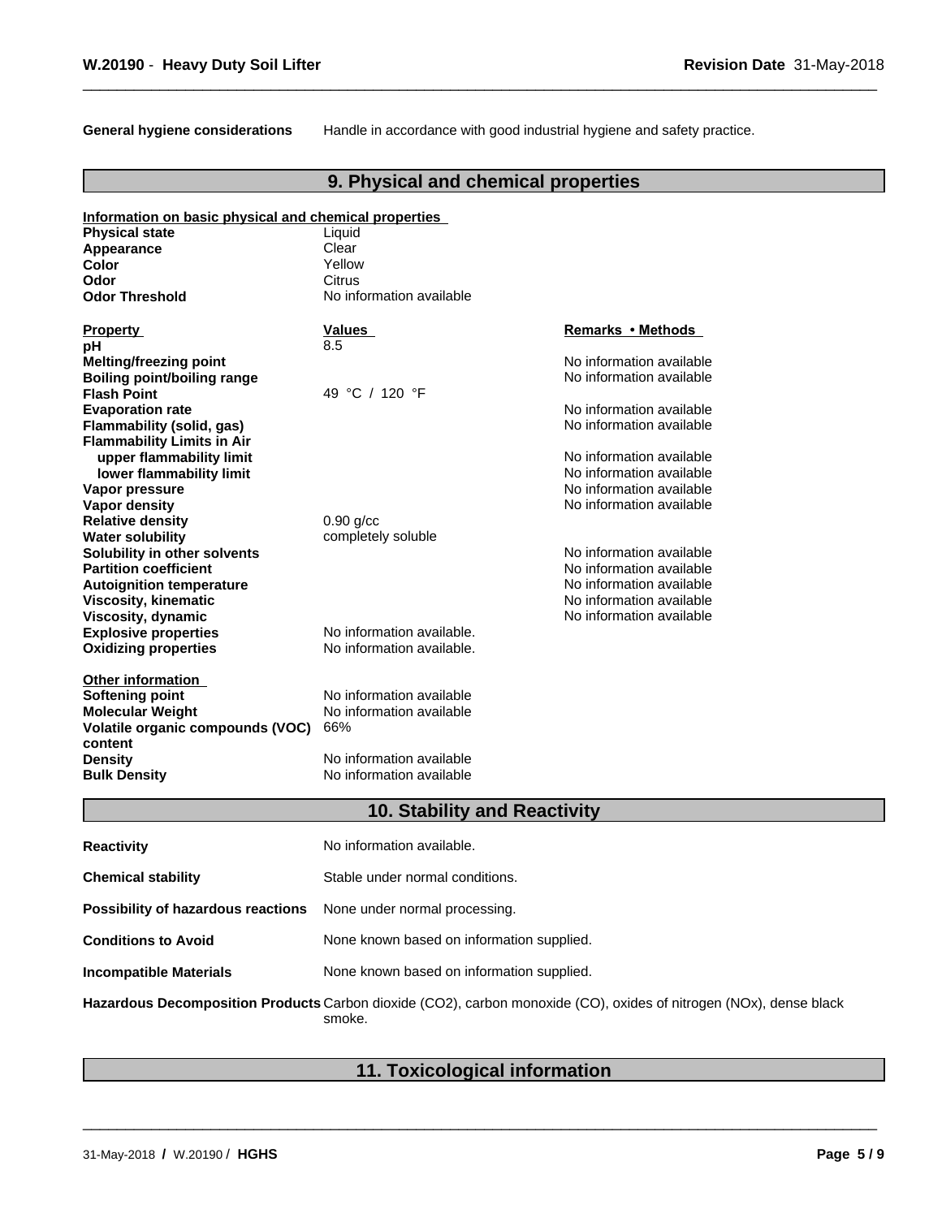**General hygiene considerations** Handle in accordance with good industrial hygiene and safety practice.

## 9. Physical and chemical properties

**Information on basic physical and chemical properties**

| | |
|---|---|
| **Physical state** | Liquid |
| **Appearance** | Clear |
| **Color** | Yellow |
| **Odor** | Citrus |
| **Odor Threshold** | No information available |

| Property | Values | Remarks • Methods |
|---|---|---|
| **pH** | 8.5 | |
| **Melting/freezing point** | | No information available |
| **Boiling point/boiling range** | | No information available |
| **Flash Point** | 49 °C / 120 °F | |
| **Evaporation rate** | | No information available |
| **Flammability (solid, gas)** | | No information available |
| **Flammability Limits in Air** | | |
| **upper flammability limit** | | No information available |
| **lower flammability limit** | | No information available |
| **Vapor pressure** | | No information available |
| **Vapor density** | | No information available |
| **Relative density** | 0.90 g/cc | |
| **Water solubility** | completely soluble | |
| **Solubility in other solvents** | | No information available |
| **Partition coefficient** | | No information available |
| **Autoignition temperature** | | No information available |
| **Viscosity, kinematic** | | No information available |
| **Viscosity, dynamic** | | No information available |
| **Explosive properties** | No information available. | |
| **Oxidizing properties** | No information available. | |

**Other information**

| | |
|---|---|
| **Softening point** | No information available |
| **Molecular Weight** | No information available |
| **Volatile organic compounds (VOC) content** | 66% |
| **Density** | No information available |
| **Bulk Density** | No information available |

## 10. Stability and Reactivity

| | |
|---|---|
| **Reactivity** | No information available. |
| **Chemical stability** | Stable under normal conditions. |
| **Possibility of hazardous reactions** | None under normal processing. |
| **Conditions to Avoid** | None known based on information supplied. |
| **Incompatible Materials** | None known based on information supplied. |
| **Hazardous Decomposition Products** | Carbon dioxide ($CO_2$), carbon monoxide (CO), oxides of nitrogen (NOx), dense black smoke. |

## 11. Toxicological information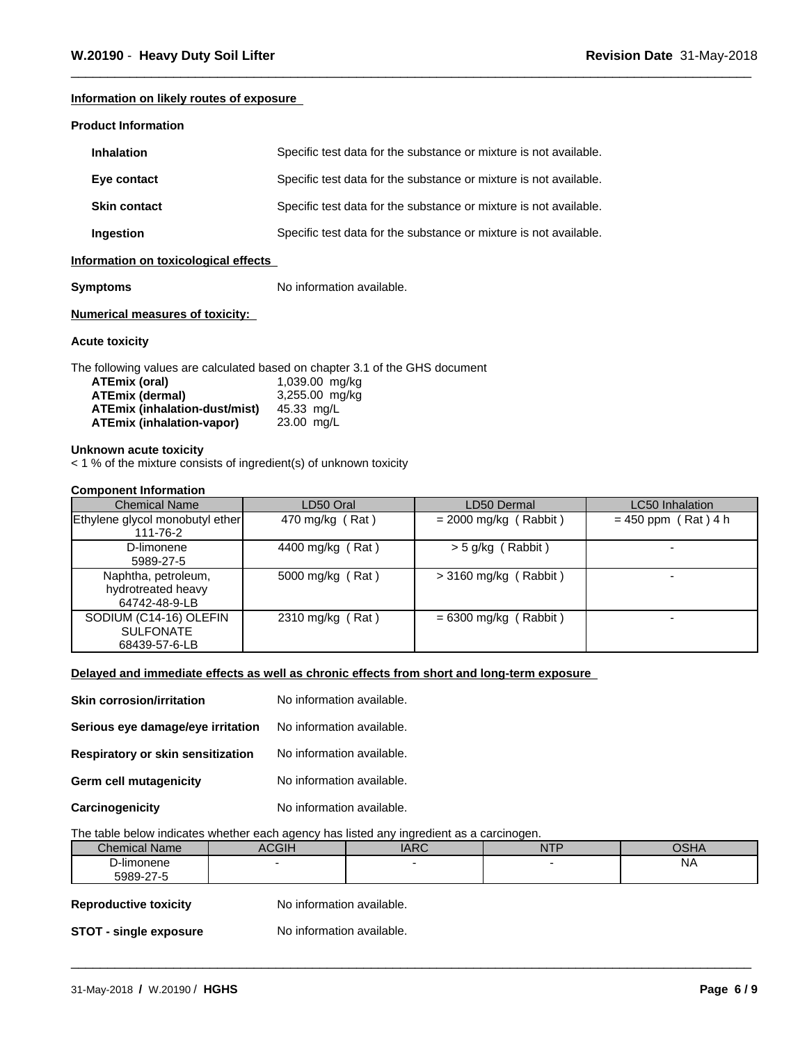### Information on likely routes of exposure

**Product Information**

**Inhalation** Specific test data for the substance or mixture is not available.

**Eye contact** Specific test data for the substance or mixture is not available.

**Skin contact** Specific test data for the substance or mixture is not available.

**Ingestion** Specific test data for the substance or mixture is not available.

### Information on toxicological effects

**Symptoms** No information available.

### Numerical measures of toxicity:

**Acute toxicity**

The following values are calculated based on chapter 3.1 of the GHS document

| | |
|---|---|
| **ATEmix (oral)** | 1,039.00 mg/kg |
| **ATEmix (dermal)** | 3,255.00 mg/kg |
| **ATEmix (inhalation-dust/mist)** | 45.33 mg/L |
| **ATEmix (inhalation-vapor)** | 23.00 mg/L |

**Unknown acute toxicity**

< 1 % of the mixture consists of ingredient(s) of unknown toxicity

**Component Information**

| Chemical Name | LD50 Oral | LD50 Dermal | LC50 Inhalation |
|---|---|---|---|
| Ethylene glycol monobutyl ether 111-76-2 | 470 mg/kg ( Rat ) | = 2000 mg/kg ( Rabbit ) | = 450 ppm ( Rat ) 4 h |
| D-limonene 5989-27-5 | 4400 mg/kg ( Rat ) | > 5 g/kg ( Rabbit ) | - |
| Naphtha, petroleum, hydrotreated heavy 64742-48-9-LB | 5000 mg/kg ( Rat ) | > 3160 mg/kg ( Rabbit ) | - |
| SODIUM (C14-16) OLEFIN SULFONATE 68439-57-6-LB | 2310 mg/kg ( Rat ) | = 6300 mg/kg ( Rabbit ) | - |

### Delayed and immediate effects as well as chronic effects from short and long-term exposure

**Skin corrosion/irritation** No information available.

**Serious eye damage/eye irritation** No information available.

**Respiratory or skin sensitization** No information available.

**Germ cell mutagenicity** No information available.

**Carcinogenicity** No information available.

The table below indicates whether each agency has listed any ingredient as a carcinogen.

| Chemical Name | ACGIH | IARC | NTP | OSHA |
|---|---|---|---|---|
| D-limonene 5989-27-5 | - | - | - | NA |

**Reproductive toxicity** No information available.

**STOT - single exposure** No information available.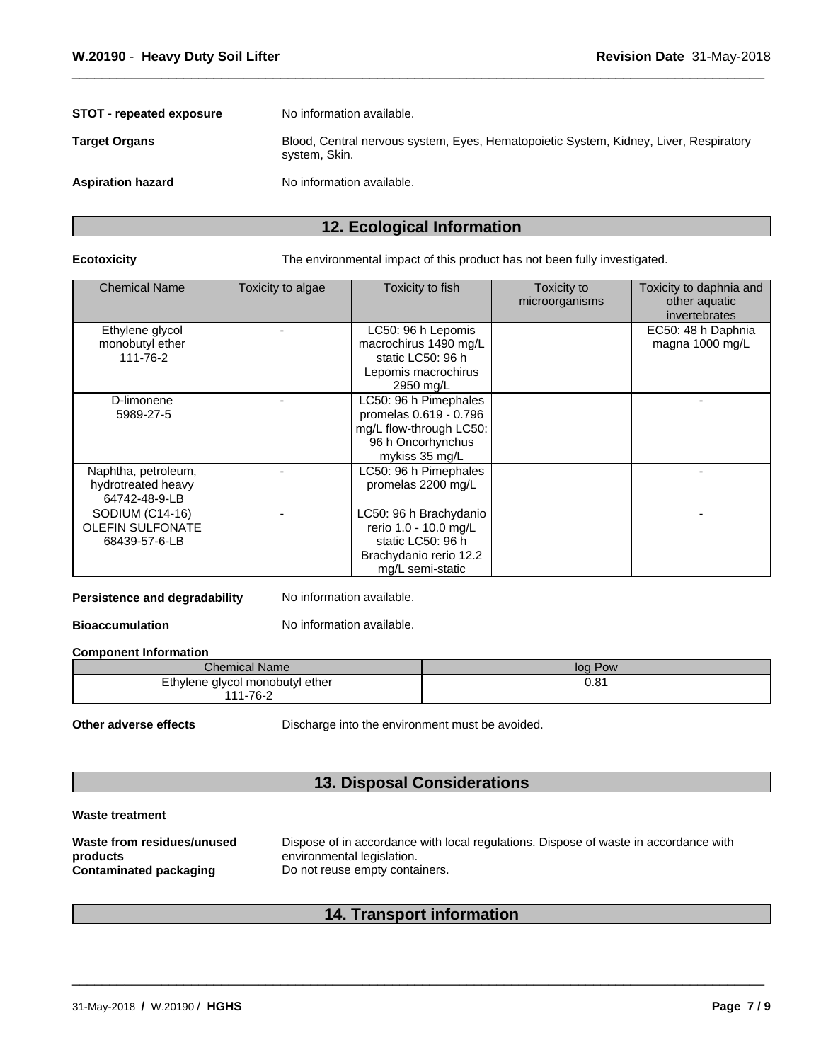**STOT - repeated exposure** No information available.

**Target Organs** Blood, Central nervous system, Eyes, Hematopoietic System, Kidney, Liver, Respiratory system, Skin.

**Aspiration hazard** No information available.

## 12. Ecological Information

**Ecotoxicity** The environmental impact of this product has not been fully investigated.

| Chemical Name | Toxicity to algae | Toxicity to fish | Toxicity to microorganisms | Toxicity to daphnia and other aquatic invertebrates |
|---|---|---|---|---|
| Ethylene glycol monobutyl ether 111-76-2 | - | LC50: 96 h Lepomis macrochirus 1490 mg/L static LC50: 96 h Lepomis macrochirus 2950 mg/L | | EC50: 48 h Daphnia magna 1000 mg/L |
| D-limonene 5989-27-5 | - | LC50: 96 h Pimephales promelas 0.619 - 0.796 mg/L flow-through LC50: 96 h Oncorhynchus mykiss 35 mg/L | | - |
| Naphtha, petroleum, hydrotreated heavy 64742-48-9-LB | - | LC50: 96 h Pimephales promelas 2200 mg/L | | - |
| SODIUM (C14-16) OLEFIN SULFONATE 68439-57-6-LB | - | LC50: 96 h Brachydanio rerio 1.0 - 10.0 mg/L static LC50: 96 h Brachydanio rerio 12.2 mg/L semi-static | | - |

**Persistence and degradability** No information available.

**Bioaccumulation** No information available.

**Component Information**

| Chemical Name | log Pow |
|---|---|
| Ethylene glycol monobutyl ether 111-76-2 | 0.81 |

**Other adverse effects** Discharge into the environment must be avoided.

## 13. Disposal Considerations

**Waste treatment**

**Waste from residues/unused products** Dispose of in accordance with local regulations. Dispose of waste in accordance with environmental legislation.

**Contaminated packaging** Do not reuse empty containers.

## 14. Transport information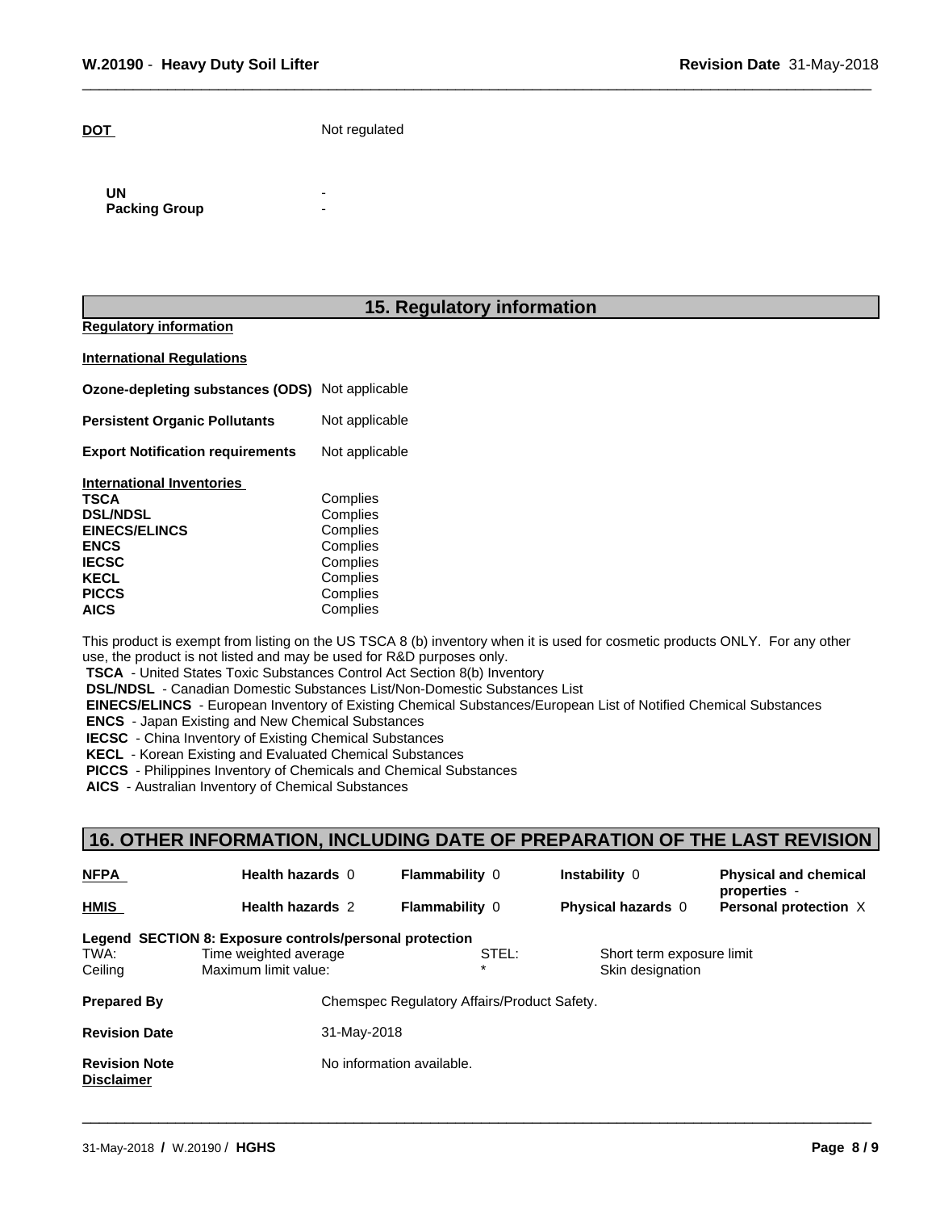**DOT** Not regulated

| | |
|---|---|
| **UN** | - |
| **Packing Group** | - |

## 15. Regulatory information

**Regulatory information**

**International Regulations**

| | |
|---|---|
| **Ozone-depleting substances (ODS)** | Not applicable |
| **Persistent Organic Pollutants** | Not applicable |
| **Export Notification requirements** | Not applicable |

**International Inventories**

| | |
|---|---|
| **TSCA** | Complies |
| **DSL/NDSL** | Complies |
| **EINECS/ELINCS** | Complies |
| **ENCS** | Complies |
| **IECSC** | Complies |
| **KECL** | Complies |
| **PICCS** | Complies |
| **AICS** | Complies |

This product is exempt from listing on the US TSCA 8 (b) inventory when it is used for cosmetic products ONLY. For any other use, the product is not listed and may be used for R&D purposes only.

**TSCA** - United States Toxic Substances Control Act Section 8(b) Inventory
**DSL/NDSL** - Canadian Domestic Substances List/Non-Domestic Substances List
**EINECS/ELINCS** - European Inventory of Existing Chemical Substances/European List of Notified Chemical Substances
**ENCS** - Japan Existing and New Chemical Substances
**IECSC** - China Inventory of Existing Chemical Substances
**KECL** - Korean Existing and Evaluated Chemical Substances
**PICCS** - Philippines Inventory of Chemicals and Chemical Substances
**AICS** - Australian Inventory of Chemical Substances

## 16. OTHER INFORMATION, INCLUDING DATE OF PREPARATION OF THE LAST REVISION

| | | | | |
|---|---|---|---|---|
| **NFPA** | **Health hazards** 0 | **Flammability** 0 | **Instability** 0 | **Physical and chemical properties** - |
| **HMIS** | **Health hazards** 2 | **Flammability** 0 | **Physical hazards** 0 | **Personal protection** X |

**Legend SECTION 8: Exposure controls/personal protection**

| | | | |
|---|---|---|---|
| TWA: | Time weighted average | STEL: | Short term exposure limit |
| Ceiling | Maximum limit value: | * | Skin designation |

| | |
|---|---|
| **Prepared By** | Chemspec Regulatory Affairs/Product Safety. |
| **Revision Date** | 31-May-2018 |
| **Revision Note** | No information available. |

**Disclaimer**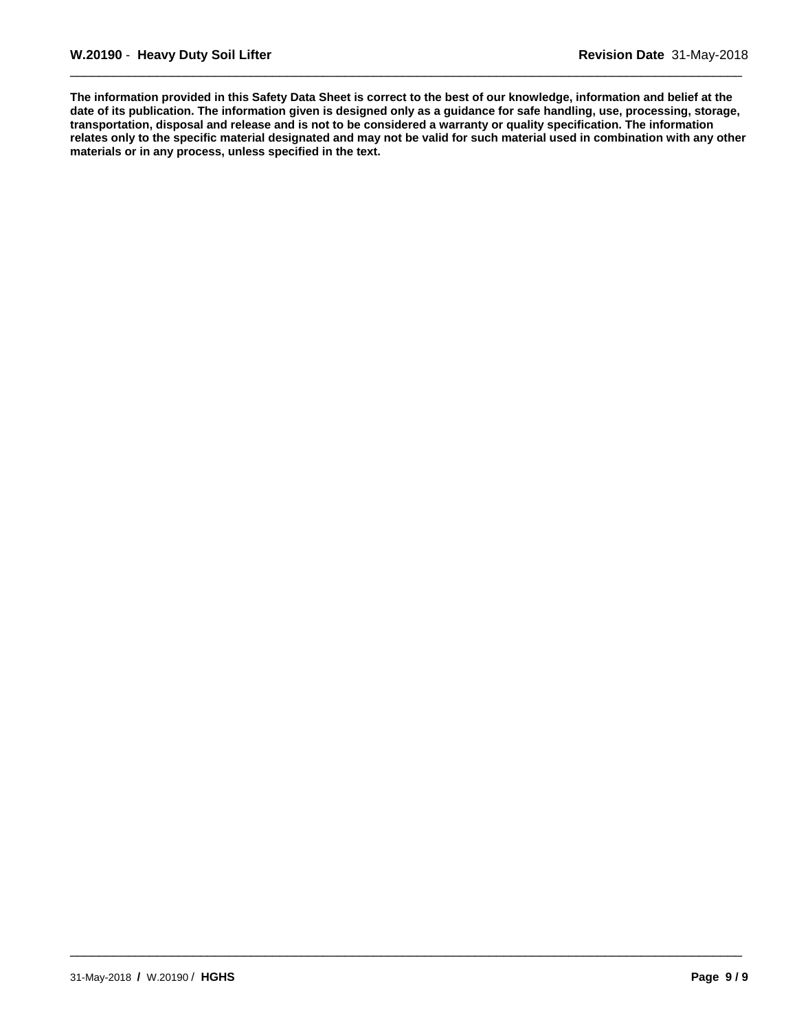**The information provided in this Safety Data Sheet is correct to the best of our knowledge, information and belief at the date of its publication. The information given is designed only as a guidance for safe handling, use, processing, storage, transportation, disposal and release and is not to be considered a warranty or quality specification. The information relates only to the specific material designated and may not be valid for such material used in combination with any other materials or in any process, unless specified in the text.**